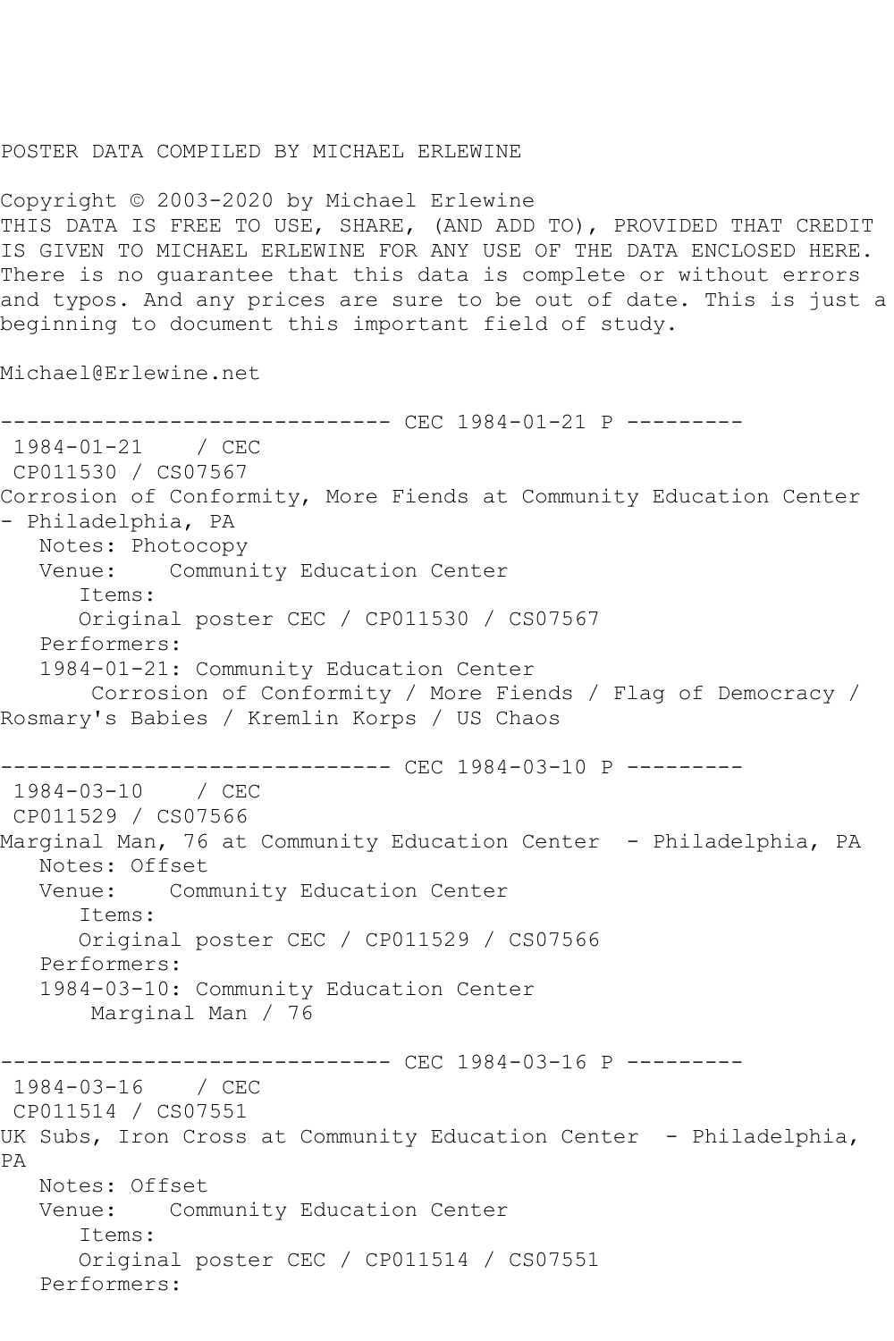POSTER DATA COMPILED BY MICHAEL ERLEWINE

Copyright © 2003-2020 by Michael Erlewine
THIS DATA IS FREE TO USE, SHARE, (AND ADD TO), PROVIDED THAT CREDIT IS GIVEN TO MICHAEL ERLEWINE FOR ANY USE OF THE DATA ENCLOSED HERE. There is no guarantee that this data is complete or without errors and typos. And any prices are sure to be out of date. This is just a beginning to document this important field of study.

Michael@Erlewine.net

------------------------------ CEC 1984-01-21 P ---------

1984-01-21 / CEC
CP011530 / CS07567
Corrosion of Conformity, More Fiends at Community Education Center - Philadelphia, PA
   Notes: Photocopy
   Venue: Community Education Center
      Items:
      Original poster CEC / CP011530 / CS07567
   Performers:
   1984-01-21: Community Education Center
       Corrosion of Conformity / More Fiends / Flag of Democracy / Rosmary's Babies / Kremlin Korps / US Chaos

------------------------------ CEC 1984-03-10 P ---------

1984-03-10 / CEC
CP011529 / CS07566
Marginal Man, 76 at Community Education Center - Philadelphia, PA
   Notes: Offset
   Venue: Community Education Center
      Items:
      Original poster CEC / CP011529 / CS07566
   Performers:
   1984-03-10: Community Education Center
       Marginal Man / 76

------------------------------ CEC 1984-03-16 P ---------

1984-03-16 / CEC
CP011514 / CS07551
UK Subs, Iron Cross at Community Education Center - Philadelphia, PA
   Notes: Offset
   Venue: Community Education Center
      Items:
      Original poster CEC / CP011514 / CS07551
   Performers: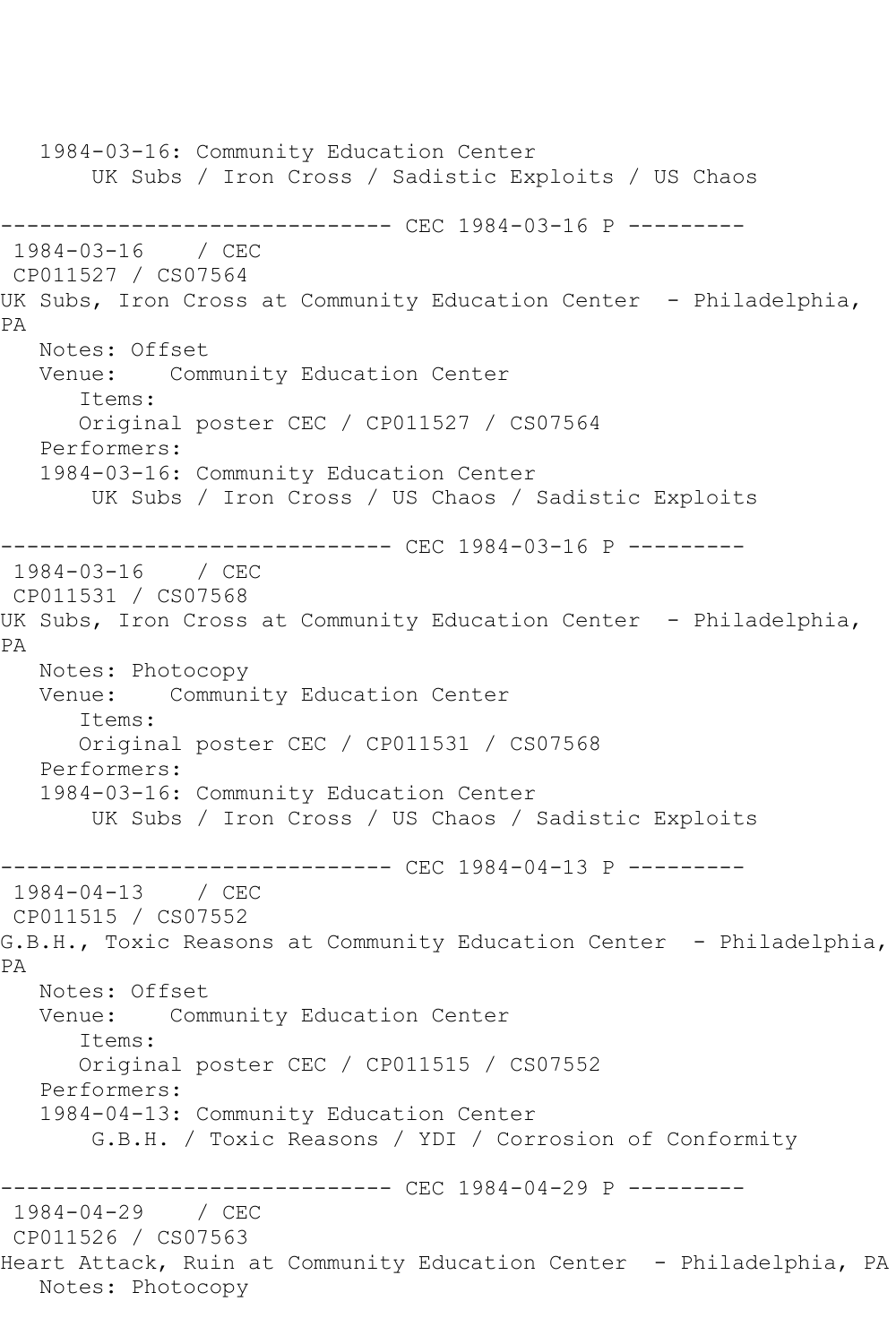1984-03-16: Community Education Center
UK Subs / Iron Cross / Sadistic Exploits / US Chaos

------------------------------ CEC 1984-03-16 P ---------

1984-03-16 / CEC
CP011527 / CS07564
UK Subs, Iron Cross at Community Education Center - Philadelphia, PA
Notes: Offset
Venue: Community Education Center
Items:
Original poster CEC / CP011527 / CS07564
Performers:
1984-03-16: Community Education Center
UK Subs / Iron Cross / US Chaos / Sadistic Exploits

------------------------------ CEC 1984-03-16 P ---------

1984-03-16 / CEC
CP011531 / CS07568
UK Subs, Iron Cross at Community Education Center - Philadelphia, PA
Notes: Photocopy
Venue: Community Education Center
Items:
Original poster CEC / CP011531 / CS07568
Performers:
1984-03-16: Community Education Center
UK Subs / Iron Cross / US Chaos / Sadistic Exploits

------------------------------ CEC 1984-04-13 P ---------

1984-04-13 / CEC
CP011515 / CS07552
G.B.H., Toxic Reasons at Community Education Center - Philadelphia, PA
Notes: Offset
Venue: Community Education Center
Items:
Original poster CEC / CP011515 / CS07552
Performers:
1984-04-13: Community Education Center
G.B.H. / Toxic Reasons / YDI / Corrosion of Conformity

------------------------------ CEC 1984-04-29 P ---------

1984-04-29 / CEC
CP011526 / CS07563
Heart Attack, Ruin at Community Education Center - Philadelphia, PA
Notes: Photocopy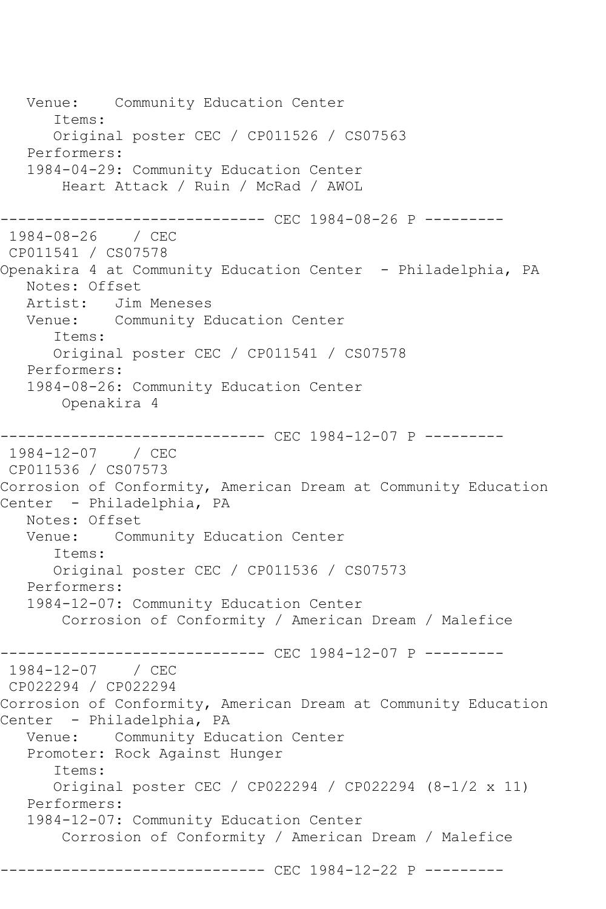Venue: Community Education Center
Items:
Original poster CEC / CP011526 / CS07563
Performers:
1984-04-29: Community Education Center
Heart Attack / Ruin / McRad / AWOL

------------------------------ CEC 1984-08-26 P ---------

1984-08-26 / CEC
CP011541 / CS07578
Openakira 4 at Community Education Center - Philadelphia, PA
Notes: Offset
Artist: Jim Meneses
Venue: Community Education Center
Items:
Original poster CEC / CP011541 / CS07578
Performers:
1984-08-26: Community Education Center
Openakira 4

------------------------------ CEC 1984-12-07 P ---------

1984-12-07 / CEC
CP011536 / CS07573
Corrosion of Conformity, American Dream at Community Education Center - Philadelphia, PA
Notes: Offset
Venue: Community Education Center
Items:
Original poster CEC / CP011536 / CS07573
Performers:
1984-12-07: Community Education Center
Corrosion of Conformity / American Dream / Malefice

------------------------------ CEC 1984-12-07 P ---------

1984-12-07 / CEC
CP022294 / CP022294
Corrosion of Conformity, American Dream at Community Education Center - Philadelphia, PA
Venue: Community Education Center
Promoter: Rock Against Hunger
Items:
Original poster CEC / CP022294 / CP022294 (8-1/2 x 11)
Performers:
1984-12-07: Community Education Center
Corrosion of Conformity / American Dream / Malefice

------------------------------ CEC 1984-12-22 P ---------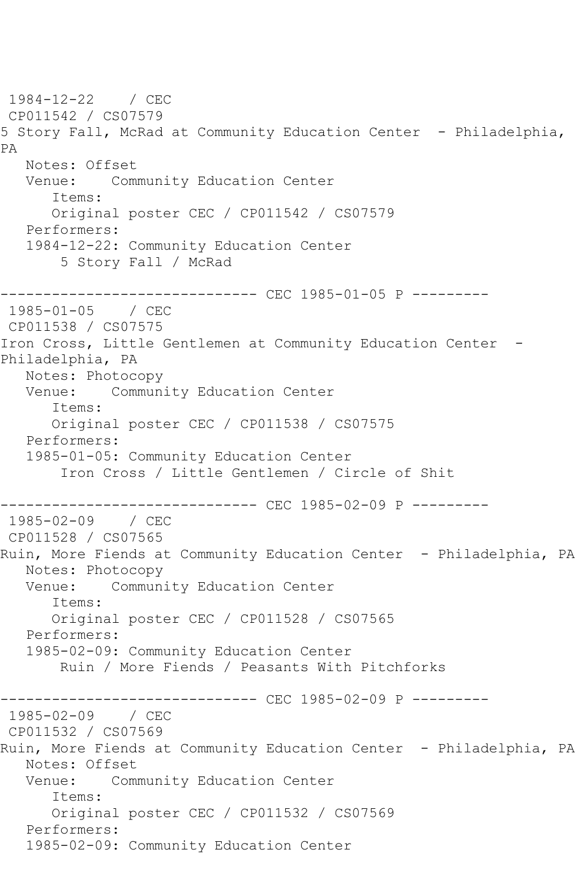1984-12-22 / CEC
CP011542 / CS07579
5 Story Fall, McRad at Community Education Center - Philadelphia, PA
Notes: Offset
Venue: Community Education Center
Items:
Original poster CEC / CP011542 / CS07579
Performers:
1984-12-22: Community Education Center
5 Story Fall / McRad

------------------------------ CEC 1985-01-05 P ---------

1985-01-05 / CEC
CP011538 / CS07575
Iron Cross, Little Gentlemen at Community Education Center - Philadelphia, PA
Notes: Photocopy
Venue: Community Education Center
Items:
Original poster CEC / CP011538 / CS07575
Performers:
1985-01-05: Community Education Center
Iron Cross / Little Gentlemen / Circle of Shit

------------------------------ CEC 1985-02-09 P ---------

1985-02-09 / CEC
CP011528 / CS07565
Ruin, More Fiends at Community Education Center - Philadelphia, PA
Notes: Photocopy
Venue: Community Education Center
Items:
Original poster CEC / CP011528 / CS07565
Performers:
1985-02-09: Community Education Center
Ruin / More Fiends / Peasants With Pitchforks

------------------------------ CEC 1985-02-09 P ---------

1985-02-09 / CEC
CP011532 / CS07569
Ruin, More Fiends at Community Education Center - Philadelphia, PA
Notes: Offset
Venue: Community Education Center
Items:
Original poster CEC / CP011532 / CS07569
Performers:
1985-02-09: Community Education Center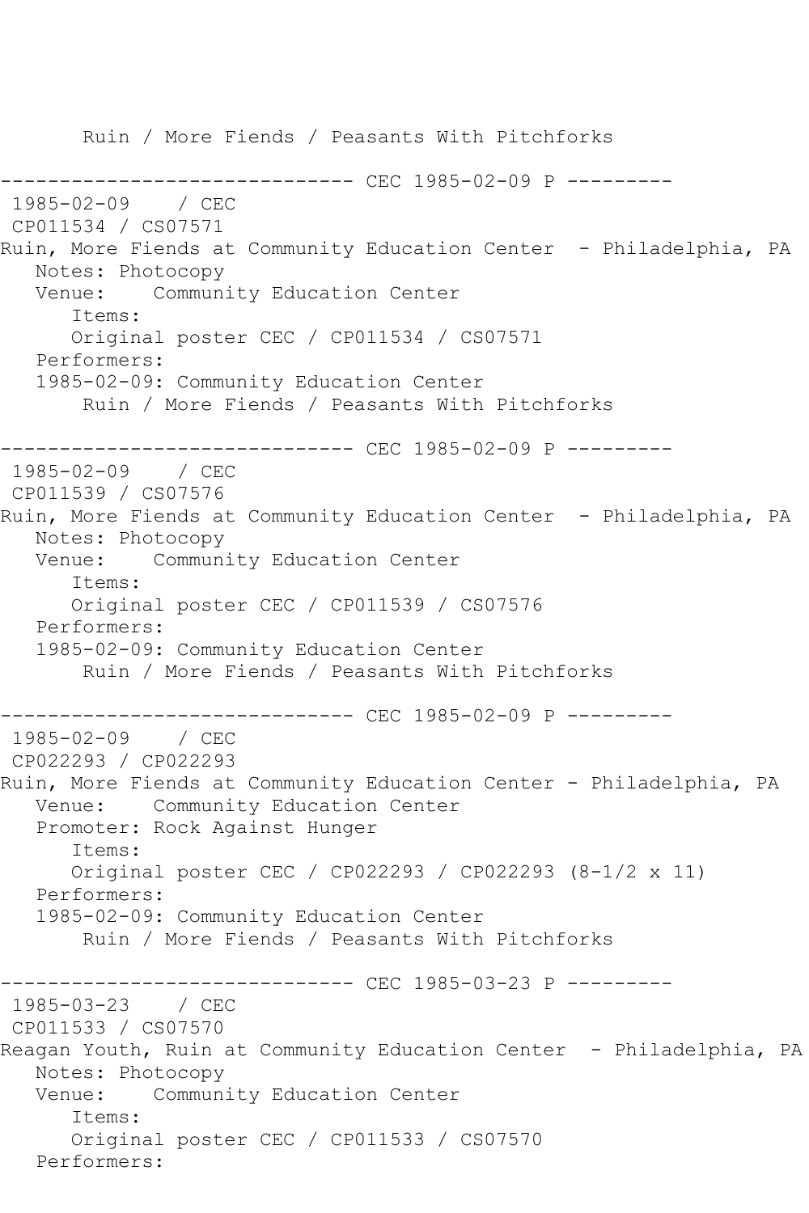Ruin / More Fiends / Peasants With Pitchforks

```
------------------------------ CEC 1985-02-09 P ---------
 1985-02-09    / CEC
 CP011534 / CS07571
Ruin, More Fiends at Community Education Center  - Philadelphia, PA
   Notes: Photocopy
   Venue:    Community Education Center
      Items:
      Original poster CEC / CP011534 / CS07571
   Performers:
   1985-02-09: Community Education Center
       Ruin / More Fiends / Peasants With Pitchforks

------------------------------ CEC 1985-02-09 P ---------
 1985-02-09    / CEC
 CP011539 / CS07576
Ruin, More Fiends at Community Education Center  - Philadelphia, PA
   Notes: Photocopy
   Venue:    Community Education Center
      Items:
      Original poster CEC / CP011539 / CS07576
   Performers:
   1985-02-09: Community Education Center
       Ruin / More Fiends / Peasants With Pitchforks

------------------------------ CEC 1985-02-09 P ---------
 1985-02-09    / CEC
 CP022293 / CP022293
Ruin, More Fiends at Community Education Center - Philadelphia, PA
   Venue:    Community Education Center
   Promoter: Rock Against Hunger
      Items:
      Original poster CEC / CP022293 / CP022293 (8-1/2 x 11)
   Performers:
   1985-02-09: Community Education Center
       Ruin / More Fiends / Peasants With Pitchforks

------------------------------ CEC 1985-03-23 P ---------
 1985-03-23    / CEC
 CP011533 / CS07570
Reagan Youth, Ruin at Community Education Center  - Philadelphia, PA
   Notes: Photocopy
   Venue:    Community Education Center
      Items:
      Original poster CEC / CP011533 / CS07570
   Performers:
```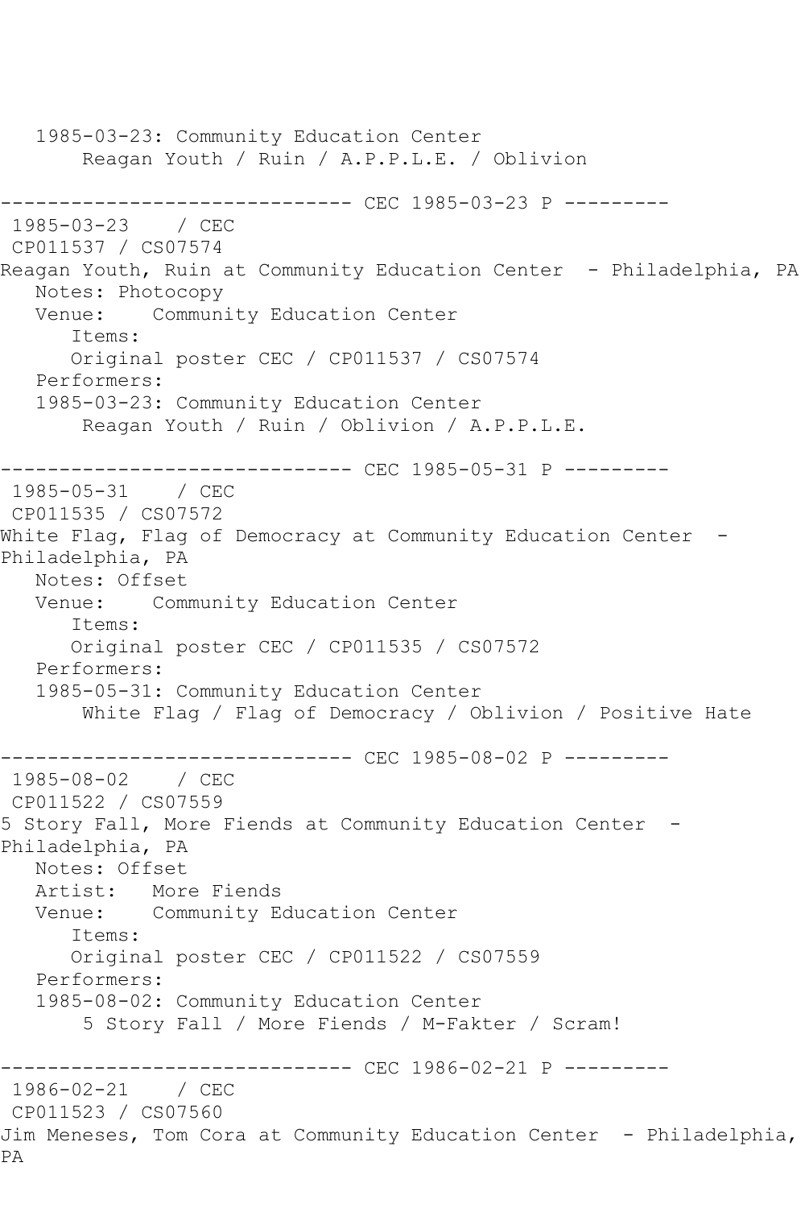1985-03-23: Community Education Center
Reagan Youth / Ruin / A.P.P.L.E. / Oblivion

------------------------------ CEC 1985-03-23 P ---------

1985-03-23 / CEC
CP011537 / CS07574
Reagan Youth, Ruin at Community Education Center - Philadelphia, PA
Notes: Photocopy
Venue: Community Education Center
Items:
Original poster CEC / CP011537 / CS07574
Performers:
1985-03-23: Community Education Center
Reagan Youth / Ruin / Oblivion / A.P.P.L.E.

------------------------------ CEC 1985-05-31 P ---------

1985-05-31 / CEC
CP011535 / CS07572
White Flag, Flag of Democracy at Community Education Center - Philadelphia, PA
Notes: Offset
Venue: Community Education Center
Items:
Original poster CEC / CP011535 / CS07572
Performers:
1985-05-31: Community Education Center
White Flag / Flag of Democracy / Oblivion / Positive Hate

------------------------------ CEC 1985-08-02 P ---------

1985-08-02 / CEC
CP011522 / CS07559
5 Story Fall, More Fiends at Community Education Center - Philadelphia, PA
Notes: Offset
Artist: More Fiends
Venue: Community Education Center
Items:
Original poster CEC / CP011522 / CS07559
Performers:
1985-08-02: Community Education Center
5 Story Fall / More Fiends / M-Fakter / Scram!

------------------------------ CEC 1986-02-21 P ---------

1986-02-21 / CEC
CP011523 / CS07560
Jim Meneses, Tom Cora at Community Education Center - Philadelphia, PA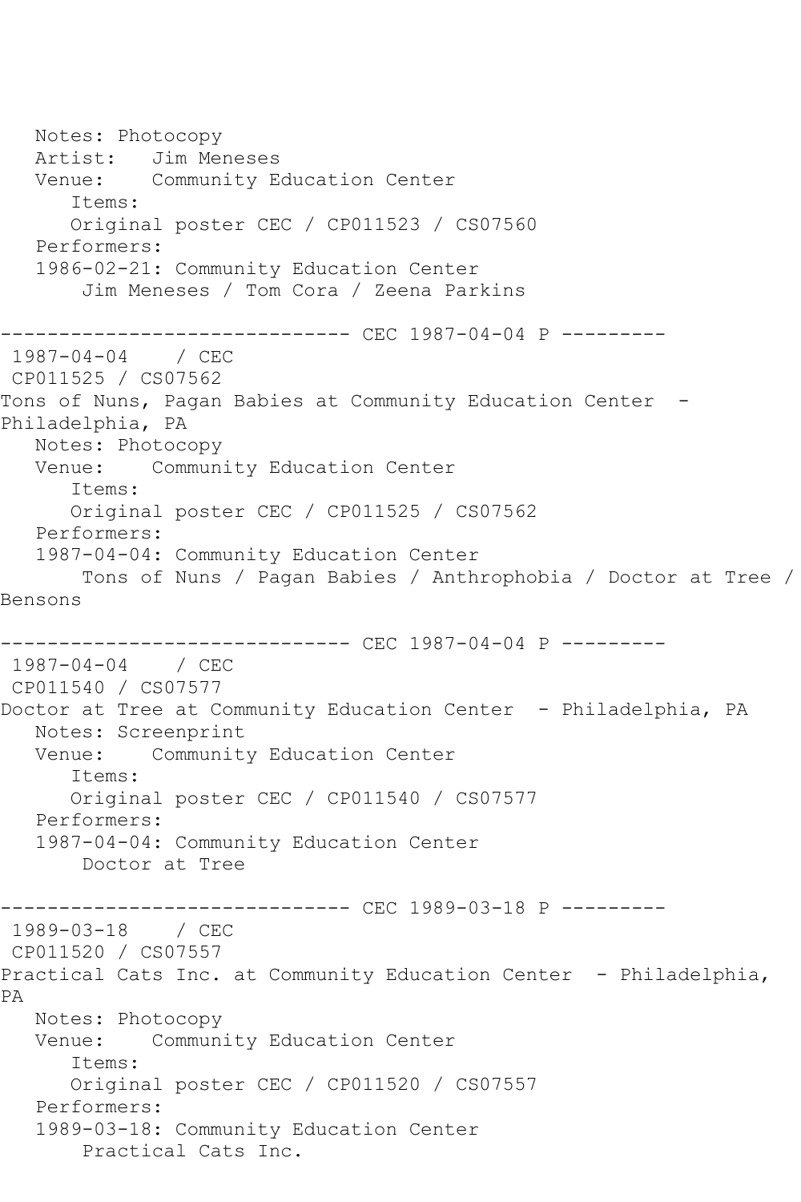```
   Notes: Photocopy
   Artist:   Jim Meneses
   Venue:    Community Education Center
      Items:
      Original poster CEC / CP011523 / CS07560
   Performers:
   1986-02-21: Community Education Center
       Jim Meneses / Tom Cora / Zeena Parkins

------------------------------ CEC 1987-04-04 P ---------
 1987-04-04    / CEC
 CP011525 / CS07562
Tons of Nuns, Pagan Babies at Community Education Center  -
Philadelphia, PA
   Notes: Photocopy
   Venue:    Community Education Center
      Items:
      Original poster CEC / CP011525 / CS07562
   Performers:
   1987-04-04: Community Education Center
       Tons of Nuns / Pagan Babies / Anthrophobia / Doctor at Tree /
Bensons

------------------------------ CEC 1987-04-04 P ---------
 1987-04-04    / CEC
 CP011540 / CS07577
Doctor at Tree at Community Education Center  - Philadelphia, PA
   Notes: Screenprint
   Venue:    Community Education Center
      Items:
      Original poster CEC / CP011540 / CS07577
   Performers:
   1987-04-04: Community Education Center
       Doctor at Tree

------------------------------ CEC 1989-03-18 P ---------
 1989-03-18    / CEC
 CP011520 / CS07557
Practical Cats Inc. at Community Education Center  - Philadelphia,
PA
   Notes: Photocopy
   Venue:    Community Education Center
      Items:
      Original poster CEC / CP011520 / CS07557
   Performers:
   1989-03-18: Community Education Center
       Practical Cats Inc.
```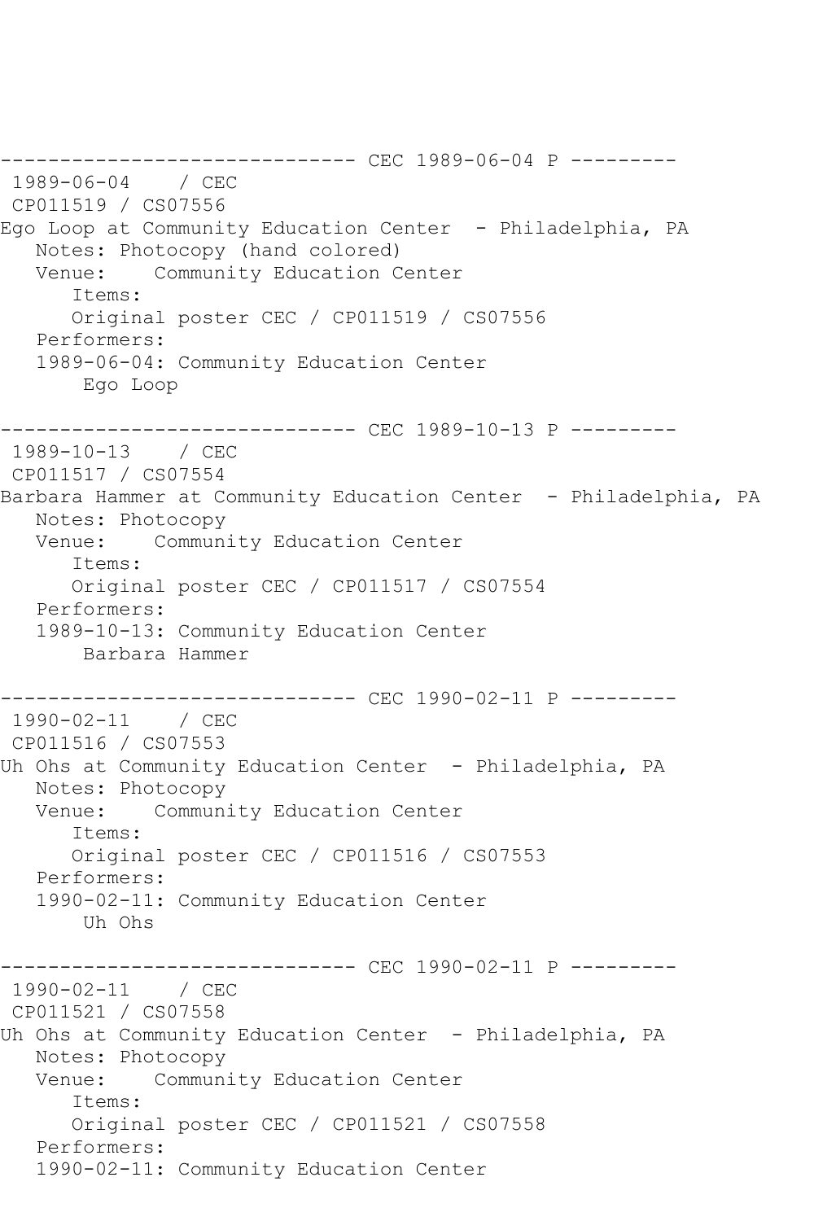```
------------------------------ CEC 1989-06-04 P ---------
 1989-06-04    / CEC
 CP011519 / CS07556
Ego Loop at Community Education Center  - Philadelphia, PA
   Notes: Photocopy (hand colored)
   Venue:    Community Education Center
      Items:
      Original poster CEC / CP011519 / CS07556
   Performers:
   1989-06-04: Community Education Center
       Ego Loop

------------------------------ CEC 1989-10-13 P ---------
 1989-10-13    / CEC
 CP011517 / CS07554
Barbara Hammer at Community Education Center  - Philadelphia, PA
   Notes: Photocopy
   Venue:    Community Education Center
      Items:
      Original poster CEC / CP011517 / CS07554
   Performers:
   1989-10-13: Community Education Center
       Barbara Hammer

------------------------------ CEC 1990-02-11 P ---------
 1990-02-11    / CEC
 CP011516 / CS07553
Uh Ohs at Community Education Center  - Philadelphia, PA
   Notes: Photocopy
   Venue:    Community Education Center
      Items:
      Original poster CEC / CP011516 / CS07553
   Performers:
   1990-02-11: Community Education Center
       Uh Ohs

------------------------------ CEC 1990-02-11 P ---------
 1990-02-11    / CEC
 CP011521 / CS07558
Uh Ohs at Community Education Center  - Philadelphia, PA
   Notes: Photocopy
   Venue:    Community Education Center
      Items:
      Original poster CEC / CP011521 / CS07558
   Performers:
   1990-02-11: Community Education Center
```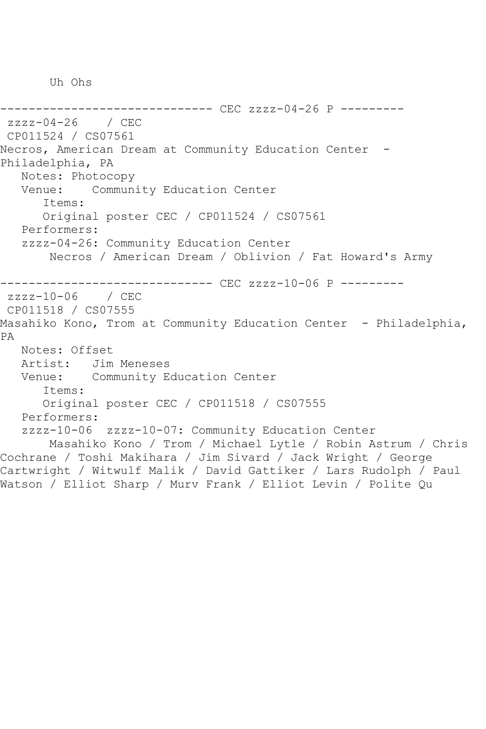Uh Ohs

------------------------------ CEC zzzz-04-26 P ---------

zzzz-04-26 / CEC

CP011524 / CS07561

Necros, American Dream at Community Education Center - Philadelphia, PA

Notes: Photocopy

Venue: Community Education Center

Items:

Original poster CEC / CP011524 / CS07561

Performers:

zzzz-04-26: Community Education Center

Necros / American Dream / Oblivion / Fat Howard's Army

------------------------------ CEC zzzz-10-06 P ---------

zzzz-10-06 / CEC

CP011518 / CS07555

Masahiko Kono, Trom at Community Education Center - Philadelphia, PA

Notes: Offset

Artist: Jim Meneses

Venue: Community Education Center

Items:

Original poster CEC / CP011518 / CS07555

Performers:

zzzz-10-06 zzzz-10-07: Community Education Center

Masahiko Kono / Trom / Michael Lytle / Robin Astrum / Chris Cochrane / Toshi Makihara / Jim Sivard / Jack Wright / George Cartwright / Witwulf Malik / David Gattiker / Lars Rudolph / Paul Watson / Elliot Sharp / Murv Frank / Elliot Levin / Polite Qu